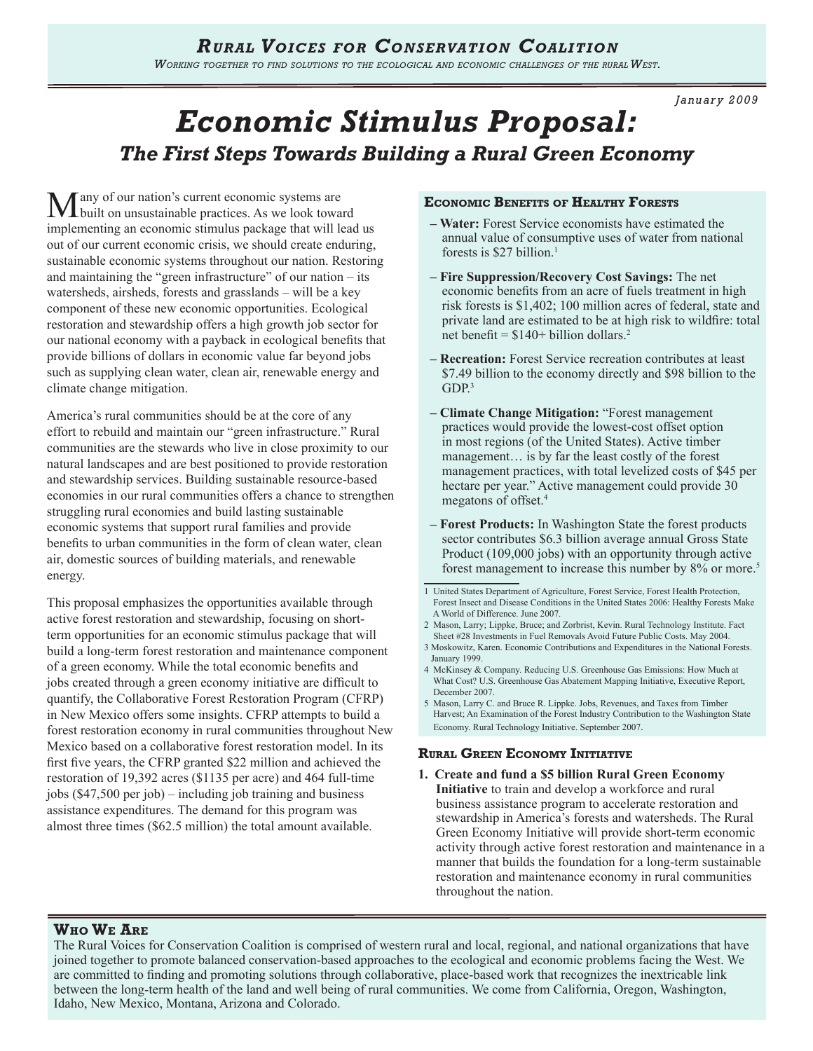# Rural Voices for Conservation Coalition

*Working together to find solutions to the ecological and economic challenges of the rural West.*

*January 2009*

# *Economic Stimulus Proposal:*

## *The First Steps Towards Building a Rural Green Economy*

Many of our nation's current economic systems are built on unsustainable practices. As we look toward implementing an economic stimulus package that will lead us out of our current economic crisis, we should create enduring, sustainable economic systems throughout our nation. Restoring and maintaining the "green infrastructure" of our nation – its watersheds, airsheds, forests and grasslands – will be a key component of these new economic opportunities. Ecological restoration and stewardship offers a high growth job sector for our national economy with a payback in ecological benefits that provide billions of dollars in economic value far beyond jobs such as supplying clean water, clean air, renewable energy and climate change mitigation.

America's rural communities should be at the core of any effort to rebuild and maintain our "green infrastructure." Rural communities are the stewards who live in close proximity to our natural landscapes and are best positioned to provide restoration and stewardship services. Building sustainable resource-based economies in our rural communities offers a chance to strengthen struggling rural economies and build lasting sustainable economic systems that support rural families and provide benefits to urban communities in the form of clean water, clean air, domestic sources of building materials, and renewable energy.

This proposal emphasizes the opportunities available through active forest restoration and stewardship, focusing on short-term opportunities for an economic stimulus package that will build a long-term forest restoration and maintenance component of a green economy. While the total economic benefits and jobs created through a green economy initiative are difficult to quantify, the Collaborative Forest Restoration Program (CFRP) in New Mexico offers some insights. CFRP attempts to build a forest restoration economy in rural communities throughout New Mexico based on a collaborative forest restoration model. In its first five years, the CFRP granted $22 million and achieved the restoration of 19,392 acres ($1135 per acre) and 464 full-time jobs ($47,500 per job) – including job training and business assistance expenditures. The demand for this program was almost three times ($62.5 million) the total amount available.

### Economic Benefits of Healthy Forests

- **Water:** Forest Service economists have estimated the annual value of consumptive uses of water from national forests is $27 billion.[1]
- **Fire Suppression/Recovery Cost Savings:** The net economic benefits from an acre of fuels treatment in high risk forests is $1,402; 100 million acres of federal, state and private land are estimated to be at high risk to wildfire: total net benefit = $140+ billion dollars.[2]
- **Recreation:** Forest Service recreation contributes at least $7.49 billion to the economy directly and $98 billion to the GDP.[3]
- **Climate Change Mitigation:** "Forest management practices would provide the lowest-cost offset option in most regions (of the United States). Active timber management… is by far the least costly of the forest management practices, with total levelized costs of $45 per hectare per year." Active management could provide 30 megatons of offset.[4]
- **Forest Products:** In Washington State the forest products sector contributes $6.3 billion average annual Gross State Product (109,000 jobs) with an opportunity through active forest management to increase this number by 8% or more.[5]

1 United States Department of Agriculture, Forest Service, Forest Health Protection, Forest Insect and Disease Conditions in the United States 2006: Healthy Forests Make A World of Difference. June 2007.
2 Mason, Larry; Lippke, Bruce; and Zorbrist, Kevin. Rural Technology Institute. Fact Sheet #28 Investments in Fuel Removals Avoid Future Public Costs. May 2004.
3 Moskowitz, Karen. Economic Contributions and Expenditures in the National Forests. January 1999.
4 McKinsey & Company. Reducing U.S. Greenhouse Gas Emissions: How Much at What Cost? U.S. Greenhouse Gas Abatement Mapping Initiative, Executive Report, December 2007.
5 Mason, Larry C. and Bruce R. Lippke. Jobs, Revenues, and Taxes from Timber Harvest; An Examination of the Forest Industry Contribution to the Washington State Economy. Rural Technology Initiative. September 2007.

### Rural Green Economy Initiative

1. **Create and fund a $5 billion Rural Green Economy Initiative** to train and develop a workforce and rural business assistance program to accelerate restoration and stewardship in America's forests and watersheds. The Rural Green Economy Initiative will provide short-term economic activity through active forest restoration and maintenance in a manner that builds the foundation for a long-term sustainable restoration and maintenance economy in rural communities throughout the nation.

### Who We Are

The Rural Voices for Conservation Coalition is comprised of western rural and local, regional, and national organizations that have joined together to promote balanced conservation-based approaches to the ecological and economic problems facing the West. We are committed to finding and promoting solutions through collaborative, place-based work that recognizes the inextricable link between the long-term health of the land and well being of rural communities. We come from California, Oregon, Washington, Idaho, New Mexico, Montana, Arizona and Colorado.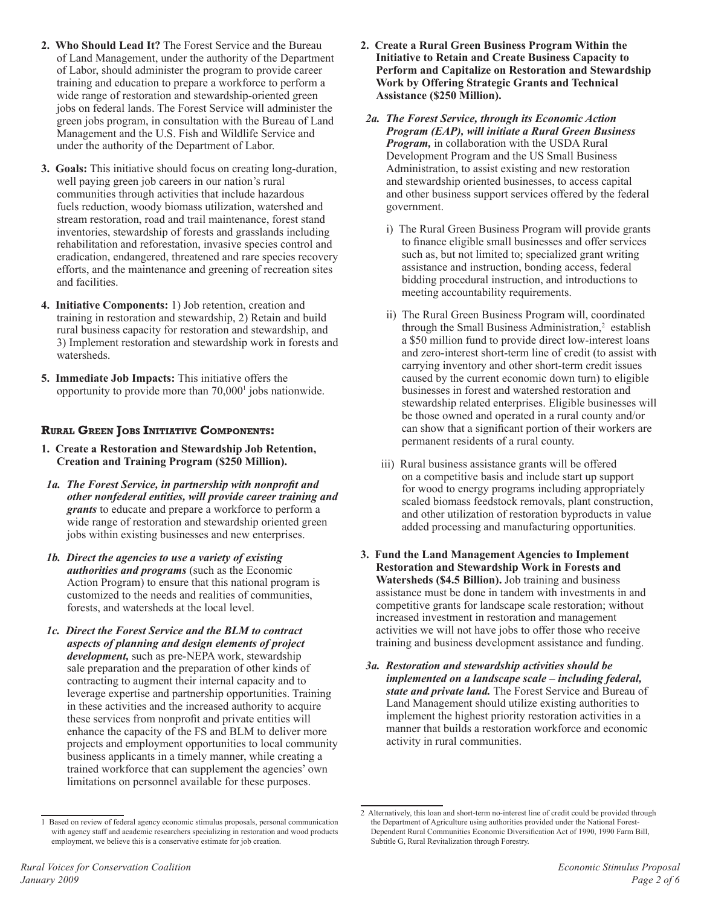2. **Who Should Lead It?** The Forest Service and the Bureau of Land Management, under the authority of the Department of Labor, should administer the program to provide career training and education to prepare a workforce to perform a wide range of restoration and stewardship-oriented green jobs on federal lands. The Forest Service will administer the green jobs program, in consultation with the Bureau of Land Management and the U.S. Fish and Wildlife Service and under the authority of the Department of Labor.

3. **Goals:** This initiative should focus on creating long-duration, well paying green job careers in our nation's rural communities through activities that include hazardous fuels reduction, woody biomass utilization, watershed and stream restoration, road and trail maintenance, forest stand inventories, stewardship of forests and grasslands including rehabilitation and reforestation, invasive species control and eradication, endangered, threatened and rare species recovery efforts, and the maintenance and greening of recreation sites and facilities.

4. **Initiative Components:** 1) Job retention, creation and training in restoration and stewardship, 2) Retain and build rural business capacity for restoration and stewardship, and 3) Implement restoration and stewardship work in forests and watersheds.

5. **Immediate Job Impacts:** This initiative offers the opportunity to provide more than 70,000[1] jobs nationwide.

## Rural Green Jobs Initiative Components:

1. **Create a Restoration and Stewardship Job Retention, Creation and Training Program ($250 Million).**

 1a. ***The Forest Service, in partnership with nonprofit and other nonfederal entities, will provide career training and grants*** to educate and prepare a workforce to perform a wide range of restoration and stewardship oriented green jobs within existing businesses and new enterprises.

 1b. ***Direct the agencies to use a variety of existing authorities and programs*** (such as the Economic Action Program) to ensure that this national program is customized to the needs and realities of communities, forests, and watersheds at the local level.

 1c. ***Direct the Forest Service and the BLM to contract aspects of planning and design elements of project development,*** such as pre-NEPA work, stewardship sale preparation and the preparation of other kinds of contracting to augment their internal capacity and to leverage expertise and partnership opportunities. Training in these activities and the increased authority to acquire these services from nonprofit and private entities will enhance the capacity of the FS and BLM to deliver more projects and employment opportunities to local community business applicants in a timely manner, while creating a trained workforce that can supplement the agencies' own limitations on personnel available for these purposes.

2. **Create a Rural Green Business Program Within the Initiative to Retain and Create Business Capacity to Perform and Capitalize on Restoration and Stewardship Work by Offering Strategic Grants and Technical Assistance ($250 Million).**

 2a. ***The Forest Service, through its Economic Action Program (EAP), will initiate a Rural Green Business Program,*** in collaboration with the USDA Rural Development Program and the US Small Business Administration, to assist existing and new restoration and stewardship oriented businesses, to access capital and other business support services offered by the federal government.

 i) The Rural Green Business Program will provide grants to finance eligible small businesses and offer services such as, but not limited to; specialized grant writing assistance and instruction, bonding access, federal bidding procedural instruction, and introductions to meeting accountability requirements.

 ii) The Rural Green Business Program will, coordinated through the Small Business Administration,[2] establish a $50 million fund to provide direct low-interest loans and zero-interest short-term line of credit (to assist with carrying inventory and other short-term credit issues caused by the current economic down turn) to eligible businesses in forest and watershed restoration and stewardship related enterprises. Eligible businesses will be those owned and operated in a rural county and/or can show that a significant portion of their workers are permanent residents of a rural county.

 iii) Rural business assistance grants will be offered on a competitive basis and include start up support for wood to energy programs including appropriately scaled biomass feedstock removals, plant construction, and other utilization of restoration byproducts in value added processing and manufacturing opportunities.

3. **Fund the Land Management Agencies to Implement Restoration and Stewardship Work in Forests and Watersheds ($4.5 Billion).** Job training and business assistance must be done in tandem with investments in and competitive grants for landscape scale restoration; without increased investment in restoration and management activities we will not have jobs to offer those who receive training and business development assistance and funding.

 3a. ***Restoration and stewardship activities should be implemented on a landscape scale – including federal, state and private land.*** The Forest Service and Bureau of Land Management should utilize existing authorities to implement the highest priority restoration activities in a manner that builds a restoration workforce and economic activity in rural communities.

---

1 Based on review of federal agency economic stimulus proposals, personal communication with agency staff and academic researchers specializing in restoration and wood products employment, we believe this is a conservative estimate for job creation.

2 Alternatively, this loan and short-term no-interest line of credit could be provided through the Department of Agriculture using authorities provided under the National Forest-Dependent Rural Communities Economic Diversification Act of 1990, 1990 Farm Bill, Subtitle G, Rural Revitalization through Forestry.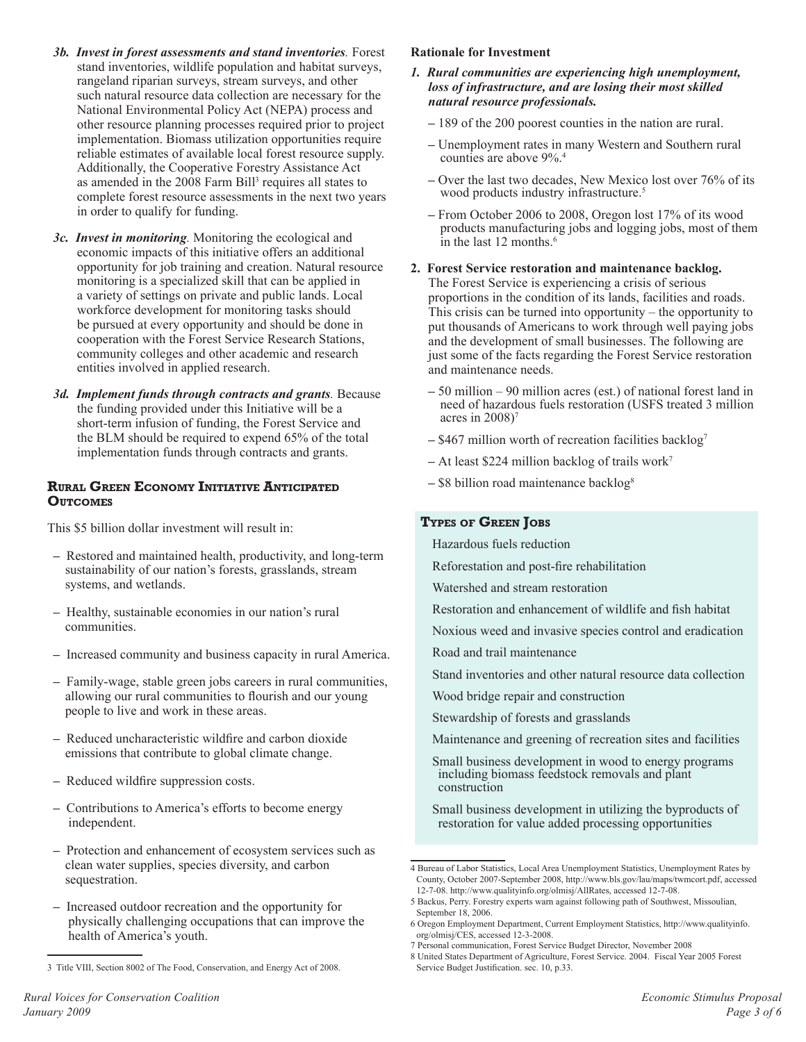*3b. **Invest in forest assessments and stand inventories**.* Forest stand inventories, wildlife population and habitat surveys, rangeland riparian surveys, stream surveys, and other such natural resource data collection are necessary for the National Environmental Policy Act (NEPA) process and other resource planning processes required prior to project implementation. Biomass utilization opportunities require reliable estimates of available local forest resource supply. Additionally, the Cooperative Forestry Assistance Act as amended in the 2008 Farm Bill[3] requires all states to complete forest resource assessments in the next two years in order to qualify for funding.

*3c. **Invest in monitoring**.* Monitoring the ecological and economic impacts of this initiative offers an additional opportunity for job training and creation. Natural resource monitoring is a specialized skill that can be applied in a variety of settings on private and public lands. Local workforce development for monitoring tasks should be pursued at every opportunity and should be done in cooperation with the Forest Service Research Stations, community colleges and other academic and research entities involved in applied research.

*3d. **Implement funds through contracts and grants**.* Because the funding provided under this Initiative will be a short-term infusion of funding, the Forest Service and the BLM should be required to expend 65% of the total implementation funds through contracts and grants.

## Rural Green Economy Initiative Anticipated Outcomes

This $5 billion dollar investment will result in:

- Restored and maintained health, productivity, and long-term sustainability of our nation's forests, grasslands, stream systems, and wetlands.
- Healthy, sustainable economies in our nation's rural communities.
- Increased community and business capacity in rural America.
- Family-wage, stable green jobs careers in rural communities, allowing our rural communities to flourish and our young people to live and work in these areas.
- Reduced uncharacteristic wildfire and carbon dioxide emissions that contribute to global climate change.
- Reduced wildfire suppression costs.
- Contributions to America's efforts to become energy independent.
- Protection and enhancement of ecosystem services such as clean water supplies, species diversity, and carbon sequestration.
- Increased outdoor recreation and the opportunity for physically challenging occupations that can improve the health of America's youth.

3 Title VIII, Section 8002 of The Food, Conservation, and Energy Act of 2008.

**Rationale for Investment**

***1. Rural communities are experiencing high unemployment, loss of infrastructure, and are losing their most skilled natural resource professionals.***

- 189 of the 200 poorest counties in the nation are rural.
- Unemployment rates in many Western and Southern rural counties are above 9%.[4]
- Over the last two decades, New Mexico lost over 76% of its wood products industry infrastructure.[5]
- From October 2006 to 2008, Oregon lost 17% of its wood products manufacturing jobs and logging jobs, most of them in the last 12 months.[6]

**2. Forest Service restoration and maintenance backlog.** The Forest Service is experiencing a crisis of serious proportions in the condition of its lands, facilities and roads. This crisis can be turned into opportunity – the opportunity to put thousands of Americans to work through well paying jobs and the development of small businesses. The following are just some of the facts regarding the Forest Service restoration and maintenance needs.

- 50 million – 90 million acres (est.) of national forest land in need of hazardous fuels restoration (USFS treated 3 million acres in 2008)[7]
- $467 million worth of recreation facilities backlog[7]
- At least $224 million backlog of trails work[7]
- $8 billion road maintenance backlog[8]

## Types of Green Jobs

Hazardous fuels reduction

Reforestation and post-fire rehabilitation

Watershed and stream restoration

Restoration and enhancement of wildlife and fish habitat

Noxious weed and invasive species control and eradication

Road and trail maintenance

Stand inventories and other natural resource data collection

Wood bridge repair and construction

Stewardship of forests and grasslands

Maintenance and greening of recreation sites and facilities

Small business development in wood to energy programs including biomass feedstock removals and plant construction

Small business development in utilizing the byproducts of restoration for value added processing opportunities

4 Bureau of Labor Statistics, Local Area Unemployment Statistics, Unemployment Rates by County, October 2007-September 2008, http://www.bls.gov/lau/maps/twmcort.pdf, accessed 12-7-08. http://www.qualityinfo.org/olmisj/AllRates, accessed 12-7-08.

5 Backus, Perry. Forestry experts warn against following path of Southwest, Missoulian, September 18, 2006.

6 Oregon Employment Department, Current Employment Statistics, http://www.qualityinfo.org/olmisj/CES, accessed 12-3-2008.

7 Personal communication, Forest Service Budget Director, November 2008

8 United States Department of Agriculture, Forest Service. 2004. Fiscal Year 2005 Forest Service Budget Justification. sec. 10, p.33.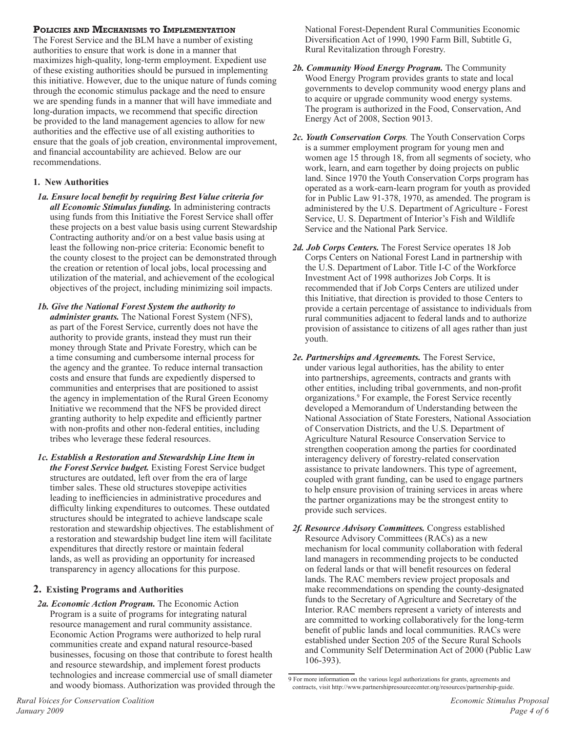## Policies and Mechanisms to Implementation

The Forest Service and the BLM have a number of existing authorities to ensure that work is done in a manner that maximizes high-quality, long-term employment. Expedient use of these existing authorities should be pursued in implementing this initiative. However, due to the unique nature of funds coming through the economic stimulus package and the need to ensure we are spending funds in a manner that will have immediate and long-duration impacts, we recommend that specific direction be provided to the land management agencies to allow for new authorities and the effective use of all existing authorities to ensure that the goals of job creation, environmental improvement, and financial accountability are achieved. Below are our recommendations.

### 1. New Authorities

***1a. Ensure local benefit by requiring Best Value criteria for all Economic Stimulus funding.*** In administering contracts using funds from this Initiative the Forest Service shall offer these projects on a best value basis using current Stewardship Contracting authority and/or on a best value basis using at least the following non-price criteria: Economic benefit to the county closest to the project can be demonstrated through the creation or retention of local jobs, local processing and utilization of the material, and achievement of the ecological objectives of the project, including minimizing soil impacts.

***1b. Give the National Forest System the authority to administer grants.*** The National Forest System (NFS), as part of the Forest Service, currently does not have the authority to provide grants, instead they must run their money through State and Private Forestry, which can be a time consuming and cumbersome internal process for the agency and the grantee. To reduce internal transaction costs and ensure that funds are expediently dispersed to communities and enterprises that are positioned to assist the agency in implementation of the Rural Green Economy Initiative we recommend that the NFS be provided direct granting authority to help expedite and efficiently partner with non-profits and other non-federal entities, including tribes who leverage these federal resources.

***1c. Establish a Restoration and Stewardship Line Item in the Forest Service budget.*** Existing Forest Service budget structures are outdated, left over from the era of large timber sales. These old structures stovepipe activities leading to inefficiencies in administrative procedures and difficulty linking expenditures to outcomes. These outdated structures should be integrated to achieve landscape scale restoration and stewardship objectives. The establishment of a restoration and stewardship budget line item will facilitate expenditures that directly restore or maintain federal lands, as well as providing an opportunity for increased transparency in agency allocations for this purpose.

### 2. Existing Programs and Authorities

***2a. Economic Action Program.*** The Economic Action Program is a suite of programs for integrating natural resource management and rural community assistance. Economic Action Programs were authorized to help rural communities create and expand natural resource-based businesses, focusing on those that contribute to forest health and resource stewardship, and implement forest products technologies and increase commercial use of small diameter and woody biomass. Authorization was provided through the National Forest-Dependent Rural Communities Economic Diversification Act of 1990, 1990 Farm Bill, Subtitle G, Rural Revitalization through Forestry.

***2b. Community Wood Energy Program.*** The Community Wood Energy Program provides grants to state and local governments to develop community wood energy plans and to acquire or upgrade community wood energy systems. The program is authorized in the Food, Conservation, And Energy Act of 2008, Section 9013.

***2c. Youth Conservation Corps***. The Youth Conservation Corps is a summer employment program for young men and women age 15 through 18, from all segments of society, who work, learn, and earn together by doing projects on public land. Since 1970 the Youth Conservation Corps program has operated as a work-earn-learn program for youth as provided for in Public Law 91-378, 1970, as amended. The program is administered by the U.S. Department of Agriculture - Forest Service, U. S. Department of Interior's Fish and Wildlife Service and the National Park Service.

***2d. Job Corps Centers.*** The Forest Service operates 18 Job Corps Centers on National Forest Land in partnership with the U.S. Department of Labor. Title I-C of the Workforce Investment Act of 1998 authorizes Job Corps. It is recommended that if Job Corps Centers are utilized under this Initiative, that direction is provided to those Centers to provide a certain percentage of assistance to individuals from rural communities adjacent to federal lands and to authorize provision of assistance to citizens of all ages rather than just youth.

***2e. Partnerships and Agreements.*** The Forest Service, under various legal authorities, has the ability to enter into partnerships, agreements, contracts and grants with other entities, including tribal governments, and non-profit organizations.[9] For example, the Forest Service recently developed a Memorandum of Understanding between the National Association of State Foresters, National Association of Conservation Districts, and the U.S. Department of Agriculture Natural Resource Conservation Service to strengthen cooperation among the parties for coordinated interagency delivery of forestry-related conservation assistance to private landowners. This type of agreement, coupled with grant funding, can be used to engage partners to help ensure provision of training services in areas where the partner organizations may be the strongest entity to provide such services.

***2f. Resource Advisory Committees.*** Congress established Resource Advisory Committees (RACs) as a new mechanism for local community collaboration with federal land managers in recommending projects to be conducted on federal lands or that will benefit resources on federal lands. The RAC members review project proposals and make recommendations on spending the county-designated funds to the Secretary of Agriculture and Secretary of the Interior. RAC members represent a variety of interests and are committed to working collaboratively for the long-term benefit of public lands and local communities. RACs were established under Section 205 of the Secure Rural Schools and Community Self Determination Act of 2000 (Public Law 106-393).

---

9 For more information on the various legal authorizations for grants, agreements and contracts, visit http://www.partnershipresourcecenter.org/resources/partnership-guide.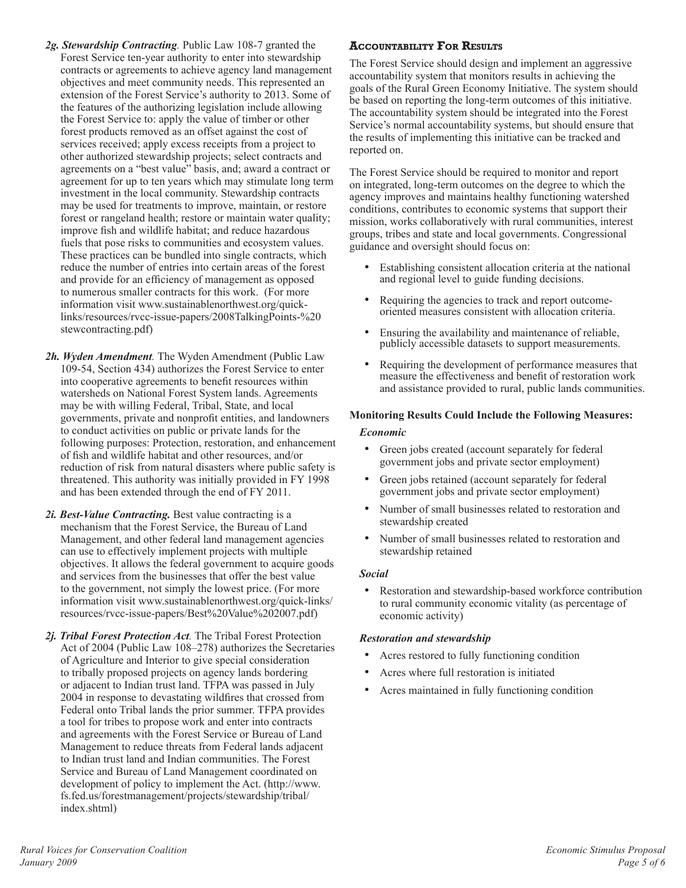***2g. Stewardship Contracting.*** Public Law 108-7 granted the Forest Service ten-year authority to enter into stewardship contracts or agreements to achieve agency land management objectives and meet community needs. This represented an extension of the Forest Service's authority to 2013. Some of the features of the authorizing legislation include allowing the Forest Service to: apply the value of timber or other forest products removed as an offset against the cost of services received; apply excess receipts from a project to other authorized stewardship projects; select contracts and agreements on a "best value" basis, and; award a contract or agreement for up to ten years which may stimulate long term investment in the local community. Stewardship contracts may be used for treatments to improve, maintain, or restore forest or rangeland health; restore or maintain water quality; improve fish and wildlife habitat; and reduce hazardous fuels that pose risks to communities and ecosystem values. These practices can be bundled into single contracts, which reduce the number of entries into certain areas of the forest and provide for an efficiency of management as opposed to numerous smaller contracts for this work. (For more information visit www.sustainablenorthwest.org/quick-links/resources/rvcc-issue-papers/2008TalkingPoints-%20stewcontracting.pdf)

***2h. Wyden Amendment.*** The Wyden Amendment (Public Law 109-54, Section 434) authorizes the Forest Service to enter into cooperative agreements to benefit resources within watersheds on National Forest System lands. Agreements may be with willing Federal, Tribal, State, and local governments, private and nonprofit entities, and landowners to conduct activities on public or private lands for the following purposes: Protection, restoration, and enhancement of fish and wildlife habitat and other resources, and/or reduction of risk from natural disasters where public safety is threatened. This authority was initially provided in FY 1998 and has been extended through the end of FY 2011.

***2i. Best-Value Contracting.*** Best value contracting is a mechanism that the Forest Service, the Bureau of Land Management, and other federal land management agencies can use to effectively implement projects with multiple objectives. It allows the federal government to acquire goods and services from the businesses that offer the best value to the government, not simply the lowest price. (For more information visit www.sustainablenorthwest.org/quick-links/resources/rvcc-issue-papers/Best%20Value%202007.pdf)

***2j. Tribal Forest Protection Act.*** The Tribal Forest Protection Act of 2004 (Public Law 108–278) authorizes the Secretaries of Agriculture and Interior to give special consideration to tribally proposed projects on agency lands bordering or adjacent to Indian trust land. TFPA was passed in July 2004 in response to devastating wildfires that crossed from Federal onto Tribal lands the prior summer. TFPA provides a tool for tribes to propose work and enter into contracts and agreements with the Forest Service or Bureau of Land Management to reduce threats from Federal lands adjacent to Indian trust land and Indian communities. The Forest Service and Bureau of Land Management coordinated on development of policy to implement the Act. (http://www.fs.fed.us/forestmanagement/projects/stewardship/tribal/index.shtml)

## Accountability For Results

The Forest Service should design and implement an aggressive accountability system that monitors results in achieving the goals of the Rural Green Economy Initiative. The system should be based on reporting the long-term outcomes of this initiative. The accountability system should be integrated into the Forest Service's normal accountability systems, but should ensure that the results of implementing this initiative can be tracked and reported on.

The Forest Service should be required to monitor and report on integrated, long-term outcomes on the degree to which the agency improves and maintains healthy functioning watershed conditions, contributes to economic systems that support their mission, works collaboratively with rural communities, interest groups, tribes and state and local governments. Congressional guidance and oversight should focus on:

- Establishing consistent allocation criteria at the national and regional level to guide funding decisions.
- Requiring the agencies to track and report outcome-oriented measures consistent with allocation criteria.
- Ensuring the availability and maintenance of reliable, publicly accessible datasets to support measurements.
- Requiring the development of performance measures that measure the effectiveness and benefit of restoration work and assistance provided to rural, public lands communities.

**Monitoring Results Could Include the Following Measures:**

***Economic***

- Green jobs created (account separately for federal government jobs and private sector employment)
- Green jobs retained (account separately for federal government jobs and private sector employment)
- Number of small businesses related to restoration and stewardship created
- Number of small businesses related to restoration and stewardship retained

***Social***

- Restoration and stewardship-based workforce contribution to rural community economic vitality (as percentage of economic activity)

***Restoration and stewardship***

- Acres restored to fully functioning condition
- Acres where full restoration is initiated
- Acres maintained in fully functioning condition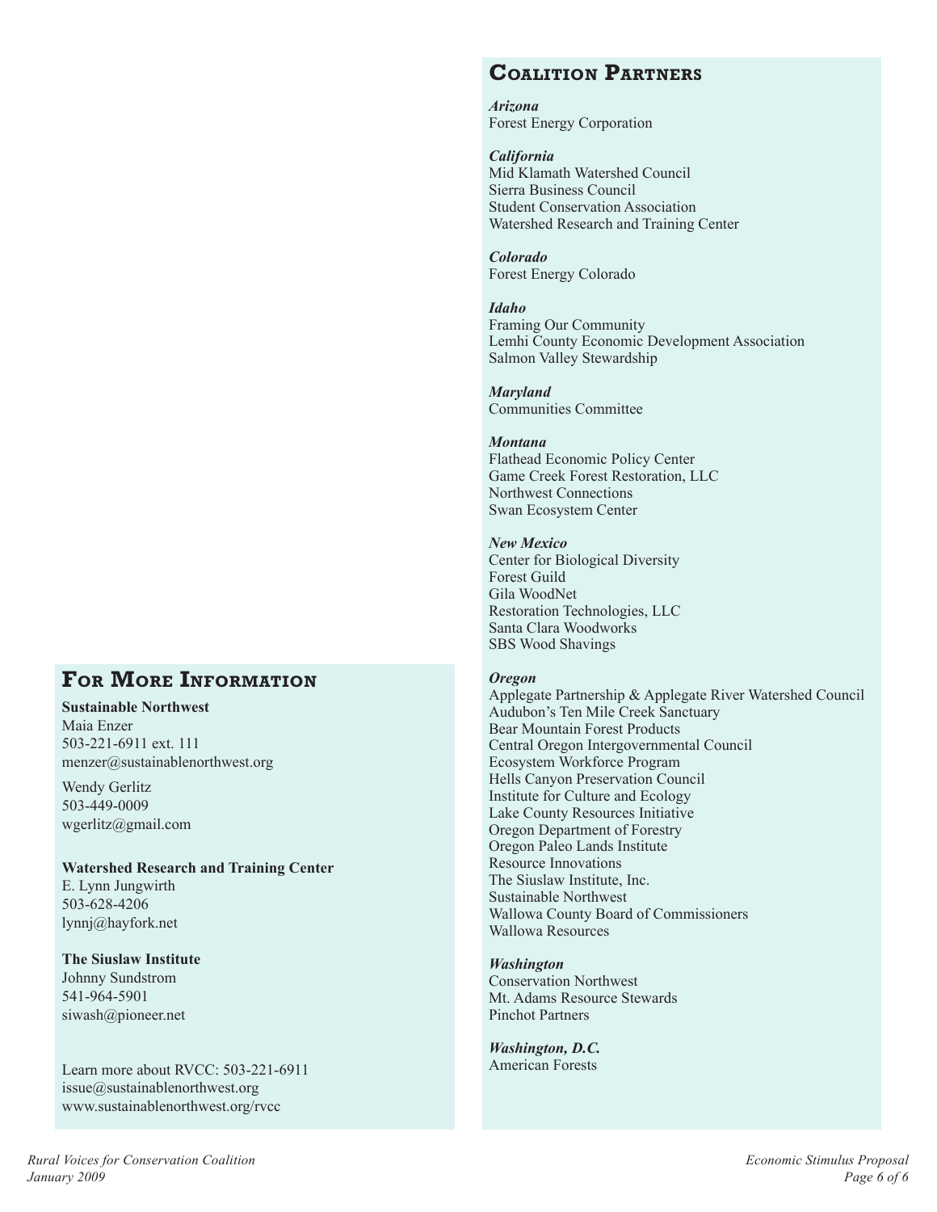## Coalition Partners

***Arizona***
Forest Energy Corporation

***California***
Mid Klamath Watershed Council
Sierra Business Council
Student Conservation Association
Watershed Research and Training Center

***Colorado***
Forest Energy Colorado

***Idaho***
Framing Our Community
Lemhi County Economic Development Association
Salmon Valley Stewardship

***Maryland***
Communities Committee

***Montana***
Flathead Economic Policy Center
Game Creek Forest Restoration, LLC
Northwest Connections
Swan Ecosystem Center

***New Mexico***
Center for Biological Diversity
Forest Guild
Gila WoodNet
Restoration Technologies, LLC
Santa Clara Woodworks
SBS Wood Shavings

***Oregon***
Applegate Partnership & Applegate River Watershed Council
Audubon's Ten Mile Creek Sanctuary
Bear Mountain Forest Products
Central Oregon Intergovernmental Council
Ecosystem Workforce Program
Hells Canyon Preservation Council
Institute for Culture and Ecology
Lake County Resources Initiative
Oregon Department of Forestry
Oregon Paleo Lands Institute
Resource Innovations
The Siuslaw Institute, Inc.
Sustainable Northwest
Wallowa County Board of Commissioners
Wallowa Resources

***Washington***
Conservation Northwest
Mt. Adams Resource Stewards
Pinchot Partners

***Washington, D.C.***
American Forests

## For More Information

**Sustainable Northwest**
Maia Enzer
503-221-6911 ext. 111
menzer@sustainablenorthwest.org

Wendy Gerlitz
503-449-0009
wgerlitz@gmail.com

**Watershed Research and Training Center**
E. Lynn Jungwirth
503-628-4206
lynnj@hayfork.net

**The Siuslaw Institute**
Johnny Sundstrom
541-964-5901
siwash@pioneer.net

Learn more about RVCC: 503-221-6911
issue@sustainablenorthwest.org
www.sustainablenorthwest.org/rvcc